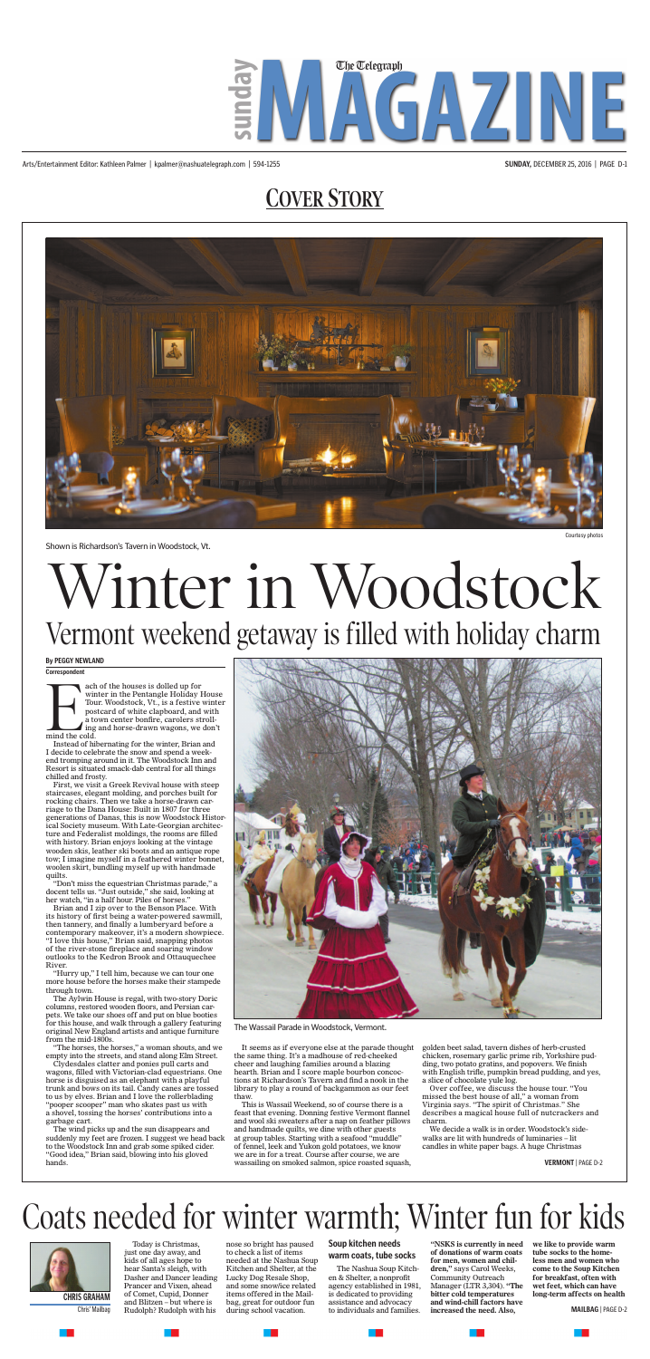# COVER STORY

Shown is Richardson's Tavern in Woodstock, Vt.

Courtesy photos

# Winter in Woodstock

## Vermont weekend getaway is filled with holiday charm

**By PEGGY NEWLAND**
Correspondent

Each of the houses is dolled up for winter in the Pentangle Holiday House Tour. Woodstock, Vt., is a festive winter postcard of white clapboard, and with a town center bonfire, carolers strolling and horse-drawn wagons, we don't mind the cold.

Instead of hibernating for the winter, Brian and I decide to celebrate the snow and spend a weekend tromping around in it. The Woodstock Inn and Resort is situated smack-dab central for all things chilled and frosty.

First, we visit a Greek Revival house with steep staircases, elegant molding, and porches built for rocking chairs. Then we take a horse-drawn carriage to the Dana House: Built in 1807 for three generations of Danas, this is now Woodstock Historical Society museum. With Late-Georgian architecture and Federalist moldings, the rooms are filled with history. Brian enjoys looking at the vintage wooden skis, leather ski boots and an antique rope tow; I imagine myself in a feathered winter bonnet, woolen skirt, bundling myself up with handmade quilts.

"Don't miss the equestrian Christmas parade," a docent tells us. "Just outside," she said, looking at her watch, "in a half hour. Piles of horses."

Brian and I zip over to the Benson Place. With its history of first being a water-powered sawmill, then tannery, and finally a lumberyard before a contemporary makeover, it's a modern showpiece. "I love this house," Brian said, snapping photos of the river-stone fireplace and soaring window outlooks to the Kedron Brook and Ottauquechee River.

"Hurry up," I tell him, because we can tour one more house before the horses make their stampede through town.

The Aylwin House is regal, with two-story Doric columns, restored wooden floors, and Persian carpets. We take our shoes off and put on blue booties for this house, and walk through a gallery featuring original New England artists and antique furniture from the mid-1800s.

"The horses, the horses," a woman shouts, and we empty into the streets, and stand along Elm Street.

Clydesdales clatter and ponies pull carts and wagons, filled with Victorian-clad equestrians. One horse is disguised as an elephant with a playful trunk and bows on its tail. Candy canes are tossed to us by elves. Brian and I love the rollerblading "pooper scooper" man who skates past us with a shovel, tossing the horses' contributions into a garbage cart.

The wind picks up and the sun disappears and suddenly my feet are frozen. I suggest we head back to the Woodstock Inn and grab some spiked cider. "Good idea," Brian said, blowing into his gloved hands.

The Wassail Parade in Woodstock, Vermont.

It seems as if everyone else at the parade thought the same thing. It's a madhouse of red-cheeked cheer and laughing families around a blazing hearth. Brian and I score maple bourbon concoctions at Richardson's Tavern and find a nook in the library to play a round of backgammon as our feet thaw.

This is Wassail Weekend, so of course there is a feast that evening. Donning festive Vermont flannel and wool ski sweaters after a nap on feather pillows and handmade quilts, we dine with other guests at group tables. Starting with a seafood "muddle" of fennel, leek and Yukon gold potatoes, we know we are in for a treat. Course after course, we are wassailing on smoked salmon, spice roasted squash, golden beet salad, tavern dishes of herb-crusted chicken, rosemary garlic prime rib, Yorkshire pudding, two potato gratins, and popovers. We finish with English trifle, pumpkin bread pudding, and yes, a slice of chocolate yule log.

Over coffee, we discuss the house tour. "You missed the best house of all," a woman from Virginia says. "The spirit of Christmas." She describes a magical house full of nutcrackers and charm.

We decide a walk is in order. Woodstock's sidewalks are lit with hundreds of luminaries – lit candles in white paper bags. A huge Christmas

**VERMONT** | PAGE D-2

# Coats needed for winter warmth; Winter fun for kids

**CHRIS GRAHAM**
Chris' Mailbag

Today is Christmas, just one day away, and kids of all ages hope to hear Santa's sleigh, with Dasher and Dancer leading Prancer and Vixen, ahead of Comet, Cupid, Donner and Blitzen – but where is Rudolph? Rudolph with his nose so bright has paused to check a list of items needed at the Nashua Soup Kitchen and Shelter, at the Lucky Dog Resale Shop, and some snow/ice related items offered in the Mailbag, great for outdoor fun during school vacation.

### Soup kitchen needs warm coats, tube socks

The Nashua Soup Kitchen & Shelter, a nonprofit agency established in 1981, is dedicated to providing assistance and advocacy to individuals and families.

**"NSKS is currently in need of donations of warm coats for men, women and children,"** says Carol Weeks, Community Outreach Manager (LTR 3,304). **"The bitter cold temperatures and wind-chill factors have increased the need. Also, we like to provide warm tube socks to the homeless men and women who come to the Soup Kitchen for breakfast, often with wet feet, which can have long-term affects on health**

**MAILBAG** | PAGE D-2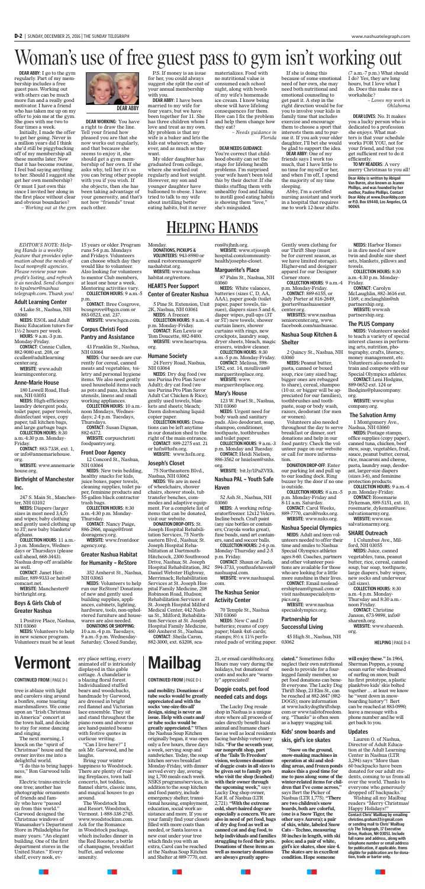# Woman's use of free guest pass to gym isn't working out

**DEAR ABBY**: I go to the gym regularly. Part of my membership includes a free guest pass. Working out with others can be much more fun and a really good motivator. I have a friend who has taken me up on my offer to join me at the gym. She goes with me two to four times a week.

Initially, I made the offer to get her going. Never in a million years did I think she'd still be piggybacking off of my membership all these months later. Now that it has become routine, I feel bad saying anything to her. Should I suggest she get her own membership? Or must I just own this since I invited her along in the first place without clear and obvious boundaries?

*– Working out at the gym*

**DEAR WORKING**: You have a right to draw the line. Tell your friend how pleased you are that she now works out regularly, and that because she seems to enjoy it, she should get a gym membership of her own. If she asks why, tell her it's so you can bring other people with you if you wish. If she objects, then she has been taking advantage of your generosity, and that's not how "friends" treat each other.

P.S. If money is an issue for her, you could always suggest she split the cost of your annual membership with you.

**DEAR ABBY**: I have been married to my wife for four years, but we have been together for 11. She has three children whom I love and treat as my own. My problem is that my wife is a baker and lets the kids eat whatever, whenever, and as much as they want.

My older daughter has graduated from college, where she worked out regularly and lost weight. However, my son and younger daughter have ballooned to obese. I have tried to talk to my wife about instilling better eating habits, but it never materializes. Food with no nutritional value is consumed each school night, along with bowls of my wife's homemade ice cream. I know being obese will have lifelong consequences for them. How can I fix the problem and help them change how they eat?

*– Needs guidance in Florida*

**DEAR NEEDS GUIDANCE**: You're correct that childhood obesity can set the stage for lifelong health problems. I'm surprised your wife hasn't been told this by their doctor. If she thinks stuffing them with unhealthy food and failing to instill good eating habits is showing them "love," she's misguided.

If she is doing this because of some emotional need of her own, she may need both nutritional and emotional counseling to get past it. A step in the right direction would be for you to involve your kids in family time that includes exercise and encourage them to choose a sport that interests them and to pursue it. If you ask your older daughter, I'll bet she would be glad to support the idea.

**DEAR ABBY**: One of my friends says I work too much, that I have little to no time for myself or her, and when I'm off, I spend the majority of my time sleeping.

Abby, I'm a certified nursing assistant and work in a hospital that requires me to work 12-hour shifts. (7 a.m.-7 p.m.) What should I do? Yes, they are long hours, but I love what I do. Does this make me a workaholic?

*– Loves my work in Oklahoma*

**DEAR LOVES**: No. It makes you a lucky person who is dedicated to a profession she enjoys. What matters is that your schedule works FOR YOU, not for your friend, and that you get sufficient rest to do it efficiently.

**TO MY READERS**: A very merry Christmas to you all!

**Dear Abby is written by Abigail Van Buren, also known as Jeanne Phillips, and was founded by her mother, Pauline Phillips. Contact Dear Abby at www.DearAbby.com or P.O. Box 69440, Los Angeles, CA 90069.**

# Helping Hands

*EDITOR'S NOTE: Helping Hands is a weekly feature that provides information about the needs of local nonprofit agencies. Please review your nonprofit's listing, and refresh it as needed. Send changes to kpalmer@nashua telegraph.com. Thank you!*

### Adult Learning Center

4 Lake St., Nashua, NH 03060

**NEEDS**: ESOL and Adult Basic Education tutors for 1½-2 hours per week.

**HOURS**: 9 a.m.-3 p.m. Monday-Friday.

**CONTACT**: Connie Cullen, 882-9080 ext. 208, or ccullen@adultlearning center.org.

**WEBSITE**: www.adult learningcenter.org.

### Anne-Marie House

180 Lowell Road, Hudson, NH 03051

**NEEDS**: High-efficiency laundry detergent pods, toilet paper, paper towels, disinfectant wipes, copy paper, tall kitchen bags, and large garbage bags.

**COLLECTION HOURS**: 8:30 a.m.-4:30 p.m. Monday-Friday.

**CONTACT**: 883-7338, ext. 1, or info@annemariehouse.org.

**WEBSITE**: www.annemarie house.org.

### Birthright of Manchester Inc.

247 S. Main St., Manchester, NH 03102

**NEEDS**: Diapers (larger sizes in most need 3,4,5) and wipes; baby clothing and gently used clothing up to 3T; new baby blankets/afghans.

**COLLECTION HOURS**: 11 a.m.-3 p.m. Mondays, Wednesdays or Thursdays (please call ahead, 668-3443). Nashua drop-off available as well.

**CONTACT**: Janet Heitmiller, 889-9333 or heits@comcast.net.

**WEBSITE**: Manchester@birthright.org.

### Boys & Girls Club of Greater Nashua

1 Positive Place, Nashua, NH 03060

**NEEDS**: Volunteers to help in new science program. Volunteers must be at least 15 years or older. Program runs 5-6 p.m. Mondays and Fridays. Volunteers can choose which day they would like to volunteer. Also looking for volunteers to mentor Club members, at least one hour a week. Mentoring activities vary.

**COLLECTION HOURS**: 9 a.m.-5 p.m.

**CONTACT**: Bree Cosgrove, bcosgrove@bgcn.com or 883-0523, ext. 237.

**WEBSITE**: www.bgcn.com.

### Corpus Christi Food Pantry and Assistance

43 Franklin St., Nashua, NH 03064

**NEEDS**: Our needs are currently for cereal, canned meats and vegetables, toiletry and personal hygiene items. We also need gently used household items such as pots and pans, kitchen utensils, linens and small working appliances.

**COLLECTION HOURS**: 10 a.m.-noon Mondays, Wednesdays; 2-4 p.m. Tuesdays, Thursdays.

**CONTACT**: Susan Dignan, 882-6372.

**WEBSITE**: corpuschristi foodpantry.org.

### Front Door Agency

12 Concord St., Nashua, NH 03064

**NEEDS**: New twin bedding, healthy snacks for kids, juice boxes, paper towels, cleaning supplies, toilet paper, feminine products and 55-gallon black contractor trash bags.

**COLLECTION HOURS**: 8:30 a.m.-4:30 p.m. Monday-Thursday.

**CONTACT**: Nancy Paige, 886-2866, npaige@front dooragency.org.

**WEBSITE**: www.frontdoor agency.org.

### Greater Nashua Habitat for Humanity – ReStore

352 Amherst St., Nashua, NH 03063

**NEEDS**: Volunteers to help run our ReStore! Donations of new and gently used building supplies, appliances, cabinets, lighting, hardware, tools, non-upholstered furniture and housewares are also needed.

**DONATIONS OR SHOPPING**: 10 a.m.-4 p.m. Tuesdays, 9 a.m.-5 p.m. Wednesday-Saturday. Closed Sunday, Monday.

**DONATIONS, PICKUPS & VOLUNTEERS**: 943-8980 or email restoremanager@nashabitat.org.

**WEBSITE**: www.nashua habitat.org/restore.

### HEARTS Peer Support Center of Greater Nashua

5 Pine St. Extension, Unit 2K, Nashua, NH 03061

**NEEDS**: A freezer.

**COLLECTION HOURS**: 8 a.m.-4 p.m. Monday-Friday.

**CONTACT**: Ken Lewis or Tom Doucette, 882-8400.

**WEBSITE**: www.heartspsa.org.

### Humane Society

24 Ferry Road, Nashua, NH 03064

**NEEDS**: Dry dog food (we use Purina Pro Plan Savor Adult); dry cat food (we use Purina Pro Plan Savor Adult Cat Chicken & Rice); gently used towels, blankets and sheets; bleach; Dawn dishwashing liquid; copier paper.

**COLLECTION HOURS**: Donations can be left anytime in our donation shed to the right of the main entrance.

**CONTACT**: 889-2275 ext. 21 or hsfn@hsfn.org.

**WEBSITE**: www.hsfn.org.

### Joseph's Closet

75 Northeastern Blvd., Nashua, NH 03062

**NEEDS**: We are in need of wheelchairs, shower chairs, shower stools, tub transfer benches, commodes and adaptive equipment. For a complete list of items that can be donated, visit our website.

**DONATION DROP-OFFS**: St. Joseph Hospital Rehabilitation Services, 75 Northeastern Blvd., Nashua; St. Joseph Hospital Rehabilitation at Dartmouth-Hitchcock, 2300 Southwood Drive, Nashua; St. Joseph Hospital Rehabilitation, 382 Daniel Webster Highway, Merrimack; Rehabilitation Services at St. Joseph Hospital Family Medicine, 208 Robinson Road, Hudson; Rehabilitation Services at St. Joseph Hospital Milford Medical Center, 442 Nashua St., Milford; Rehabilitation Services at St. Joseph Hospital Family Medicine, 460 Amherst St., Nashua.

**CONTACT**: Sheila Caron, 882-3000, ext. 63208, scaron@sjhnh.org.

**WEBSITE**: www.stjoseph hospital.com/community-health/josephs-closet.

### Marguerite's Place

87 Palm St., Nashua, NH 03060

**NEEDS**: White valances, batteries (sizes C, D, AA, AAA), paper goods (toilet paper, paper towels, tissues), diapers sizes 5 and 6, diaper wipes, pull-ups (3T or 5T) new towels, shower curtain liners, shower curtains with rings, new crockpots, laundry soap, dryer sheets, bleach, magic erasers, window cleaner.

**COLLECTION HOURS**: 8:30 a.m.-5 p.m. Monday-Friday.

**CONTACT**: Melissa, 598-1582, ext. 14, msullivan@margueritesplace.org.

**WEBSITE**: www.margueritesplace.org.

### Mary's House

123 W. Pearl St., Nashua, NH 03060

**NEEDS**: Urgent need for body wash and sanitary pads. Also deodorant, soap, shampoo, conditioner, toothpaste, toothbrushes and toilet paper.

**COLLECTION HOURS**: 9 a.m.-3 p.m. Monday and Tuesday.

**CONTACT**: Heidi Nielsen, 886-3562 or hnielsen@snhs.org.

**WEBSITE**: bit.ly/1PaZVEk.

### Nashua PAL – Youth Safe Haven

52 Ash St., Nashua, NH 03060

**NEEDS**: A working refrigerator/freezer. 12x12 Velcro. Incline bench. Craft paint (any size bottles or containers; Crayola works great), fuse beads, sand art containers, sand and soccer balls.

**COLLECTION HOURS**: 2-6 p.m. Monday-Thursday and 2-5 p.m. Friday.

**CONTACT**: Shaun or Jaela, 594-3733, youthsafehaven@nashuapal.com.

**WEBSITE**: www.nashuapal.com.

### The Nashua Senior Activity Center

70 Temple St., Nashua NH 03060

**NEEDS**: New C and D batteries; reams of copy paper; blank 4x6 cards; stamps; 8½ x 11¾ perforated pads of writing paper. Gently worn clothing for our Thrift Shop (must be for current season, as we have limited storage). Higher-end and designer apparel for our Designer Corner store.

**COLLECTION HOURS**: 9 a.m.-4 p.m. Monday-Friday.

**CONTACT**: 889-6155, or Judy Porter at 816-2649, jporter@nashuasenior center.org.

**WEBSITES**: www.nashua seniorcenter.org, www.facebook.com/nashuasac.

### Nashua Soup Kitchen & Shelter

2 Quincy St., Nashua, NH 03060

**NEEDS**: Peanut butter, pasta, canned or boxed soup, rice (any sized bag; bigger ones are repackaged to share), cereal, shampoo (10 oz. or bigger will be appreciated for our families), toothbrushes and toothpaste, soap or body wash, razors, deodorant (for men or women).

Volunteers also needed throughout the day to serve breakfast or dinner, sort donations and help in our food pantry. Check the volunteer page on our website or call for more information.

**DONATION DROP-OFF**: Enter our parking lot and pull up to our loading dock. Ring buzzer by the door if no one is outside.

**COLLECTION HOURS**: 8 a.m.-5 p.m. Monday-Friday and 8-11 a.m. Saturday.

**CONTACT**: Carol Weeks, 889-7770, carol@nsks.org.

**WEBSITE**: www.nsks.org.

### Nashua Special Olympics

**NEEDS**: Adult and teen volunteers needed to offer their time and smiles to Nashua Special Olympics athletes ages 8-60. Coaches, partners and other volunteer positions are available for those who are looking for a little more sunshine in their lives.

**CONTACT**: Email nsoleadershipteam@gmail.com or visit nashuaspecialolympics.org.

**WEBSITE**: www.nashua specialolympics.org.

### Partnership for Successful Living

45 High St., Nashua, NH 03062

**NEEDS**: Harbor Homes is in dire need of new twin and double size sheet sets, blankets, pillows and towels.

**COLLECTION HOURS**: 8:30 a.m.-4:30 p.m. Monday-Friday.

**CONTACT**: Carolyn McLaughlin, 882-3616 ext. 1169, c.mclaughlin@nh partnership.org.

**WEBSITE**: www.nh partnership.org.

### The PLUS Company

**NEEDS**: Volunteers needed to teach a variety of special interest classes in performing arts, nutrition, photography, crafts, literacy, money management, etc. Volunteers also needed to train and compete with our Special Olympics athletes.

**CONTACT**: Leni Hodgins, 889-0652 ext. 124 or lhodgins@pluscompany.org.

**WEBSITE**: www.plus company.org.

### The Salvation Army

1 Montgomery Ave., Nashua, NH 03060

**NEEDS**: Postage stamps, office supplies (copy paper), canned tuna, chicken, beef stew, soup, vegetables, fruit, sauce, peanut butter, cereal, rice, macaroni and cheese, pasta, laundry soap, deodorant, larger-size diapers (sizes 3-6), and feminine protection products.

**COLLECTION HOURS**: 9 a.m.-4 p.m. Monday-Friday.

**CONTACT**: Rosemarie Dykeman, 889-5151, ext. 10, rosemarie_dykeman@use.salvationarmy.org.

**WEBSITE**: www.use.salvationarmy.org.

### SHARE Outreach

1 Columbus Ave., Milford, NH 03055

**NEEDS**: Juice, canned vegetables, tuna, peanut butter, rice, cereal, canned soup, bar soap, toothpaste, large diapers, baby wipes, new socks and underwear (all sizes).

**COLLECTION HOURS**: 8:30 a.m.-4 p.m. Monday-Thursday and 8:30 a.m.-noon Friday.

**CONTACT**: Christine Janson, 673-9898, info@sharenh.org.

**WEBSITE**: www.sharenh.org.

**HELPING** | PAGE D-4

# Vermont

**CONTINUED FROM** | PAGE D-1

tree is ablaze with light and carolers sing around a bonfire, some toasting marshmallows. We come upon an "Irish Christmas in America" concert at the town hall, and decide to stay for some dancing and singing.

The next morning, I knock on the "spirit of Christmas" house and the owner invites me into a delightful world.

"I do this to bring happiness," Ron Garwood tells me.

Electric trains encircle one tree; another has photographic ornaments of friends and family who have "passed on from this world." Garwood designed the Christmas windows of Wanamaker's Department Store in Philadelphia for many years. "An elegant building. One of the first department stores in the United States." Every shelf, every nook, every place setting, every animated elf is intricately displayed in this gable cottage. A chandelier is a blazing floral forest. Individualized stuffed bears and woodchucks, handmade by Garwood, are dressed in bright red flannel and Victorian lace ensemble. They sit and stand throughout the piano room and above us are hand-painted beams with festive quotes in curlicue writing.

"Can I live here?" I ask Mr. Garwood, and he laughs.

Bring your winter happiness to Woodstock. There are plenty of roaring fireplaces, town hall concerts, hot toddies, flannel shirts, classic inns, and magical houses to go around.

The Woodstock Inn and Resort. Woodstock, Vermont. 1-888-338-2745. www.woodstockinn.com. Ask for the Romance in Woodstock package, which includes dinner in the Red Rooster, a bottle of champagne, breakfast buffet, and welcome amenity.

# Mailbag

**CONTINUED FROM** | PAGE D-1

**and mobility. Donations of tube socks would be greatly appreciated and with the socks 'one-size-fits-all' design, sizing is never an issue. Help with coats and/or tube socks would be greatly appreciated."** When the Nashua Soup Kitchen originally began, it was open only a few hours, three days a week, serving soup and sandwiches. Today, the soup kitchen serves breakfast Monday-Friday, with dinner served every day, averaging 1,700 meals each week. NSKS programs/services, in addition to the soup kitchen and food pantry, include emergency shelter, transitional housing, employment, education, social work assistance and more. If you or your family find your closets filled with more coats than needed, or Santa leaves a new coat under your tree which finds you with an extra, Carol can be reached at the Nashua Soup Kitchen and Shelter at 889-7770, ext. 21, or email carol@nsks.org. Hours may vary during the holidays, but donations of coats and socks are "warmly" appreciated!

## Doggie coats, pet food needed cats and dogs

The Lucky Dog resale shop in Nashua is a unique store where all proceeds of sales directly benefit local animal and humane charities as well as local residents facing hardship veterinary bills. **"For the seventh year, our nonprofit shop, part of the 'Tails To Freedom' vision, welcomes donations of doggie coats in all sizes to be given out to family pets who visit the shop (leashed) with their owner through the upcoming week,"** says Lucky Dog shop owner, Kat R. of Nashua (LTR 2,721). **"With the extreme cold, short-haired dogs are especially a concern. We are also in need of pet food, bags of dry dog food as well as canned cat and dog food, to help individuals and families struggling to feed their pets. Donations of these items as well as monetary donations are always greatly appreciated."** Sometimes folks neglect their own nutritional needs to provide for a four-legged family member, so pet food donations can benefit everyone. The Lucky Dog Thrift Shop, 23 Elm St., can be reached at 882-3647 (882-DOGS); more information at www.luckydogthriftshop.com or www.tailstofreedom.org. "Thanks" is often seen as a happy wagging tail.

## Kids' snow boards and skis, girl's ice skates

**"Snow on the ground, snow-making machines in operation at ski and sledding areas, and frozen ponds makes this a good time for me to pass along some of the winter-related items for children that I've come across,"** says Bert the Picker of Nashua (LTR 1,775). **"There are two children's snow boards, both are colorful, (one is a Snow Tiger, the other says Aurora); a pair of skis, white, labeled Snow Cats – Techno, measuring 50 inches in length, with ski poles; and a pair of white, girl's ice skates, shoe size 4. The skates are in excellent condition. Hope someone will enjoy these."** In 1964, Sherman Poppen, a young ocean surfer who dreamed of surfing on snow, built his first prototype, a plastic plank/two kids' skis bolted together ... at least we know he "went down in snow-boarding history"! Bert can be reached at 883-0990; leave a message with a phone number and he will get back to you.

## Updates

Lauren O. of Nashua, Director of Adult Education at the Adult Learning Center in Nashua (LTR 3,294) says "More than 60 backpacks have been donated for our adult students, coming to us from all over the world. Thanks to everyone who generously dropped off backpacks."

Wishing all my Mailbag readers "Merry Christmas/ Happy Holidays!"

**Contact Chris' Mailbag by emailing christine.graham33@gmail.com or sending mail to Chris' Mailbag c/o The Telegraph, 17 Executive Drive, Hudson, NH 03051. Include full name and address, along with telephone number or email address for publication, if applicable. Items eligible for publication are for donation, trade or barter only.**